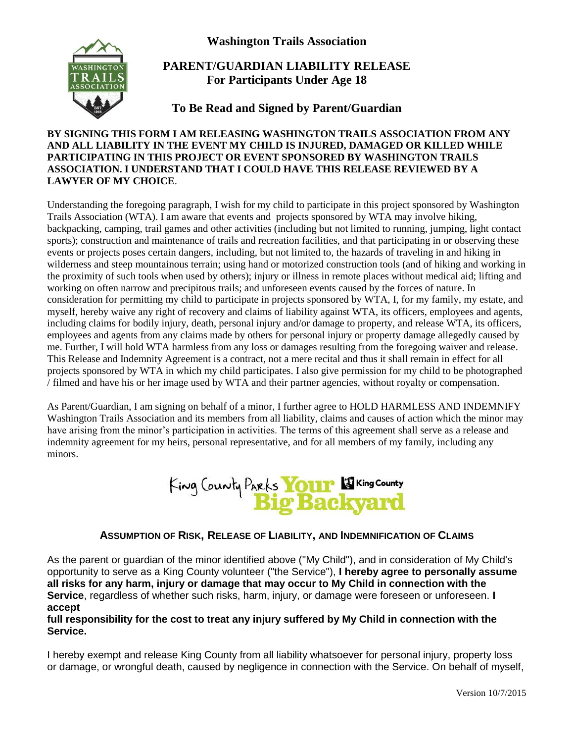# Washington Trails Association

## PARENT/GUARDIAN LIABILITY RELEASE
## For Participants Under Age 18

### To Be Read and Signed by Parent/Guardian

**BY SIGNING THIS FORM I AM RELEASING WASHINGTON TRAILS ASSOCIATION FROM ANY AND ALL LIABILITY IN THE EVENT MY CHILD IS INJURED, DAMAGED OR KILLED WHILE PARTICIPATING IN THIS PROJECT OR EVENT SPONSORED BY WASHINGTON TRAILS ASSOCIATION. I UNDERSTAND THAT I COULD HAVE THIS RELEASE REVIEWED BY A LAWYER OF MY CHOICE**.

Understanding the foregoing paragraph, I wish for my child to participate in this project sponsored by Washington Trails Association (WTA). I am aware that events and projects sponsored by WTA may involve hiking, backpacking, camping, trail games and other activities (including but not limited to running, jumping, light contact sports); construction and maintenance of trails and recreation facilities, and that participating in or observing these events or projects poses certain dangers, including, but not limited to, the hazards of traveling in and hiking in wilderness and steep mountainous terrain; using hand or motorized construction tools (and of hiking and working in the proximity of such tools when used by others); injury or illness in remote places without medical aid; lifting and working on often narrow and precipitous trails; and unforeseen events caused by the forces of nature. In consideration for permitting my child to participate in projects sponsored by WTA, I, for my family, my estate, and myself, hereby waive any right of recovery and claims of liability against WTA, its officers, employees and agents, including claims for bodily injury, death, personal injury and/or damage to property, and release WTA, its officers, employees and agents from any claims made by others for personal injury or property damage allegedly caused by me. Further, I will hold WTA harmless from any loss or damages resulting from the foregoing waiver and release. This Release and Indemnity Agreement is a contract, not a mere recital and thus it shall remain in effect for all projects sponsored by WTA in which my child participates. I also give permission for my child to be photographed / filmed and have his or her image used by WTA and their partner agencies, without royalty or compensation.

As Parent/Guardian, I am signing on behalf of a minor, I further agree to HOLD HARMLESS AND INDEMNIFY Washington Trails Association and its members from all liability, claims and causes of action which the minor may have arising from the minor's participation in activities. The terms of this agreement shall serve as a release and indemnity agreement for my heirs, personal representative, and for all members of my family, including any minors.

King County Parks **Your Big Backyard** King County

### ASSUMPTION OF RISK, RELEASE OF LIABILITY, AND INDEMNIFICATION OF CLAIMS

As the parent or guardian of the minor identified above ("My Child"), and in consideration of My Child's opportunity to serve as a King County volunteer ("the Service"), **I hereby agree to personally assume all risks for any harm, injury or damage that may occur to My Child in connection with the Service**, regardless of whether such risks, harm, injury, or damage were foreseen or unforeseen. **I accept full responsibility for the cost to treat any injury suffered by My Child in connection with the Service.**

I hereby exempt and release King County from all liability whatsoever for personal injury, property loss or damage, or wrongful death, caused by negligence in connection with the Service. On behalf of myself,

Version 10/7/2015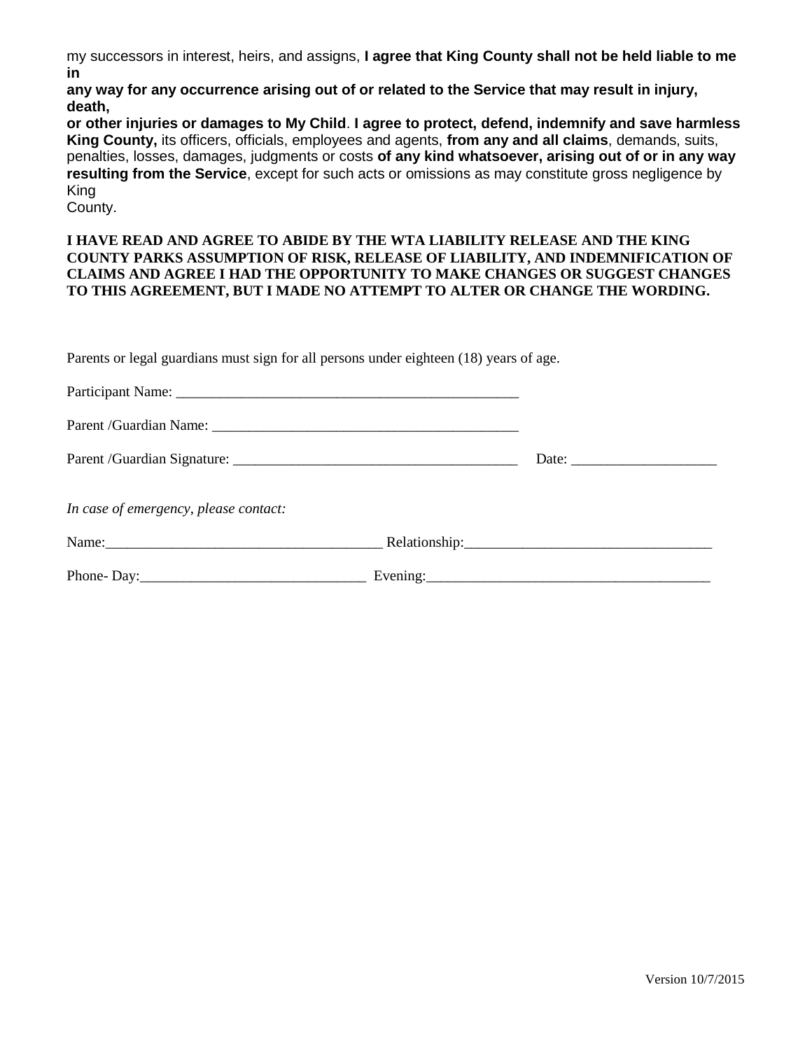my successors in interest, heirs, and assigns, **I agree that King County shall not be held liable to me in any way for any occurrence arising out of or related to the Service that may result in injury, death, or other injuries or damages to My Child**. **I agree to protect, defend, indemnify and save harmless King County,** its officers, officials, employees and agents, **from any and all claims**, demands, suits, penalties, losses, damages, judgments or costs **of any kind whatsoever, arising out of or in any way resulting from the Service**, except for such acts or omissions as may constitute gross negligence by King County.

**I HAVE READ AND AGREE TO ABIDE BY THE WTA LIABILITY RELEASE AND THE KING COUNTY PARKS ASSUMPTION OF RISK, RELEASE OF LIABILITY, AND INDEMNIFICATION OF CLAIMS AND AGREE I HAD THE OPPORTUNITY TO MAKE CHANGES OR SUGGEST CHANGES TO THIS AGREEMENT, BUT I MADE NO ATTEMPT TO ALTER OR CHANGE THE WORDING.**

Parents or legal guardians must sign for all persons under eighteen (18) years of age.

Participant Name: ________________________________________________

Parent /Guardian Name: ___________________________________________

Parent /Guardian Signature: _______________________________________ Date: ____________________

*In case of emergency, please contact:*

Name:______________________________________ Relationship:__________________________________

Phone- Day:_______________________________ Evening:_______________________________________

Version 10/7/2015